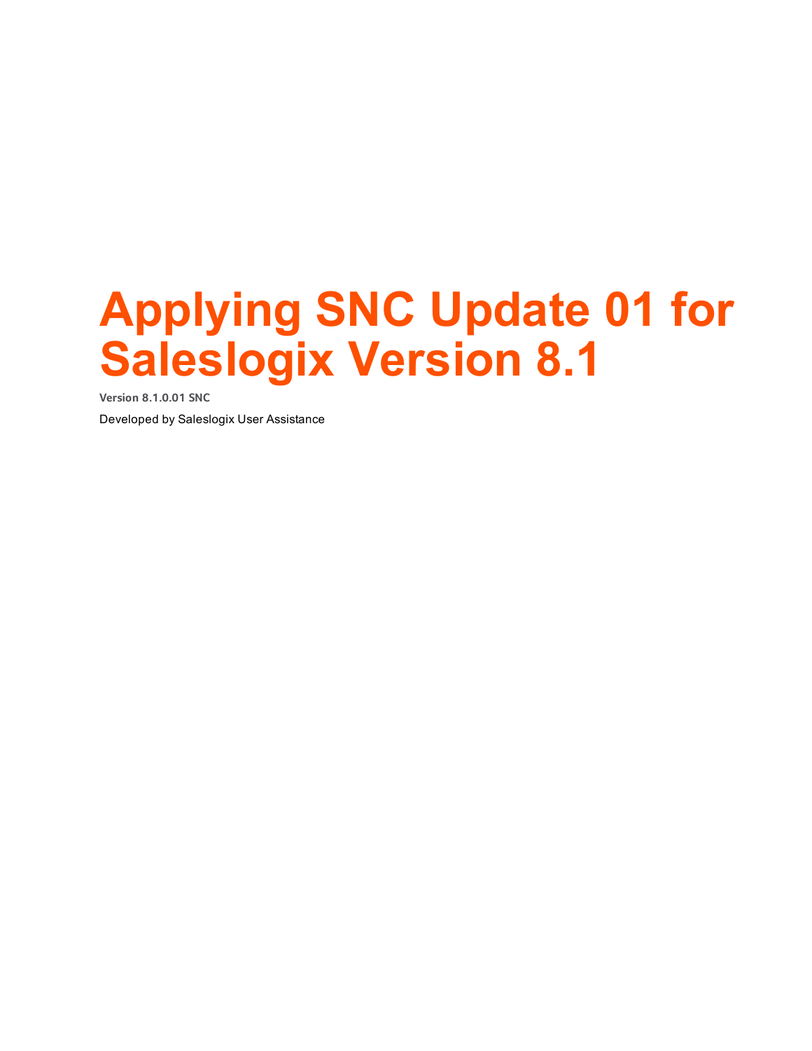# Applying SNC Update 01 for Saleslogix Version 8.1

**Version 8.1.0.01 SNC**

Developed by Saleslogix User Assistance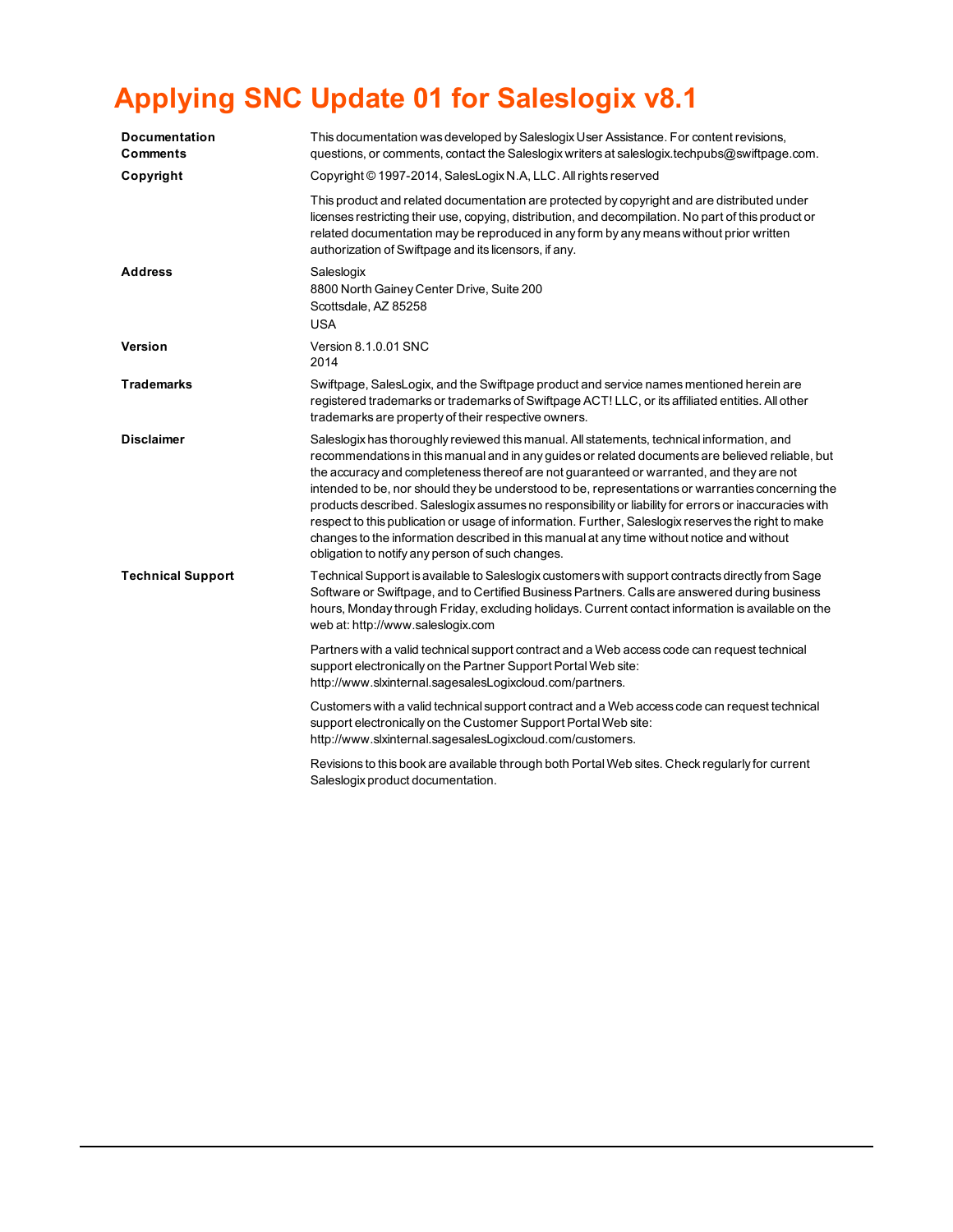# Applying SNC Update 01 for Saleslogix v8.1

| | |
|---|---|
| **Documentation Comments** | This documentation was developed by Saleslogix User Assistance. For content revisions, questions, or comments, contact the Saleslogix writers at saleslogix.techpubs@swiftpage.com. |
| **Copyright** | Copyright © 1997-2014, SalesLogix N.A, LLC. All rights reserved<br><br>This product and related documentation are protected by copyright and are distributed under licenses restricting their use, copying, distribution, and decompilation. No part of this product or related documentation may be reproduced in any form by any means without prior written authorization of Swiftpage and its licensors, if any. |
| **Address** | Saleslogix<br>8800 North Gainey Center Drive, Suite 200<br>Scottsdale, AZ 85258<br>USA |
| **Version** | Version 8.1.0.01 SNC<br>2014 |
| **Trademarks** | Swiftpage, SalesLogix, and the Swiftpage product and service names mentioned herein are registered trademarks or trademarks of Swiftpage ACT! LLC, or its affiliated entities. All other trademarks are property of their respective owners. |
| **Disclaimer** | Saleslogix has thoroughly reviewed this manual. All statements, technical information, and recommendations in this manual and in any guides or related documents are believed reliable, but the accuracy and completeness thereof are not guaranteed or warranted, and they are not intended to be, nor should they be understood to be, representations or warranties concerning the products described. Saleslogix assumes no responsibility or liability for errors or inaccuracies with respect to this publication or usage of information. Further, Saleslogix reserves the right to make changes to the information described in this manual at any time without notice and without obligation to notify any person of such changes. |
| **Technical Support** | Technical Support is available to Saleslogix customers with support contracts directly from Sage Software or Swiftpage, and to Certified Business Partners. Calls are answered during business hours, Monday through Friday, excluding holidays. Current contact information is available on the web at: http://www.saleslogix.com<br><br>Partners with a valid technical support contract and a Web access code can request technical support electronically on the Partner Support Portal Web site: http://www.slxinternal.sagesalesLogixcloud.com/partners.<br><br>Customers with a valid technical support contract and a Web access code can request technical support electronically on the Customer Support Portal Web site: http://www.slxinternal.sagesalesLogixcloud.com/customers.<br><br>Revisions to this book are available through both Portal Web sites. Check regularly for current Saleslogix product documentation. |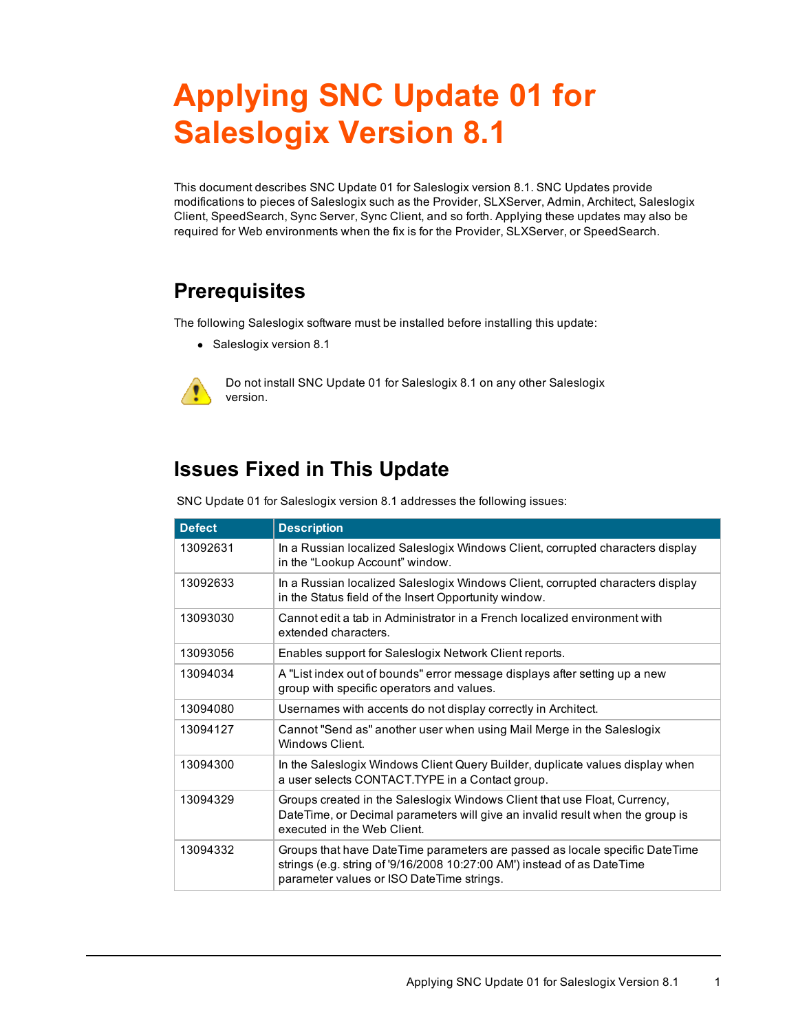# Applying SNC Update 01 for Saleslogix Version 8.1

This document describes SNC Update 01 for Saleslogix version 8.1. SNC Updates provide modifications to pieces of Saleslogix such as the Provider, SLXServer, Admin, Architect, Saleslogix Client, SpeedSearch, Sync Server, Sync Client, and so forth. Applying these updates may also be required for Web environments when the fix is for the Provider, SLXServer, or SpeedSearch.

## Prerequisites

The following Saleslogix software must be installed before installing this update:

- Saleslogix version 8.1

Do not install SNC Update 01 for Saleslogix 8.1 on any other Saleslogix version.

## Issues Fixed in This Update

SNC Update 01 for Saleslogix version 8.1 addresses the following issues:

| Defect | Description |
|---|---|
| 13092631 | In a Russian localized Saleslogix Windows Client, corrupted characters display in the “Lookup Account” window. |
| 13092633 | In a Russian localized Saleslogix Windows Client, corrupted characters display in the Status field of the Insert Opportunity window. |
| 13093030 | Cannot edit a tab in Administrator in a French localized environment with extended characters. |
| 13093056 | Enables support for Saleslogix Network Client reports. |
| 13094034 | A "List index out of bounds" error message displays after setting up a new group with specific operators and values. |
| 13094080 | Usernames with accents do not display correctly in Architect. |
| 13094127 | Cannot "Send as" another user when using Mail Merge in the Saleslogix Windows Client. |
| 13094300 | In the Saleslogix Windows Client Query Builder, duplicate values display when a user selects CONTACT.TYPE in a Contact group. |
| 13094329 | Groups created in the Saleslogix Windows Client that use Float, Currency, DateTime, or Decimal parameters will give an invalid result when the group is executed in the Web Client. |
| 13094332 | Groups that have DateTime parameters are passed as locale specific DateTime strings (e.g. string of '9/16/2008 10:27:00 AM') instead of as DateTime parameter values or ISO DateTime strings. |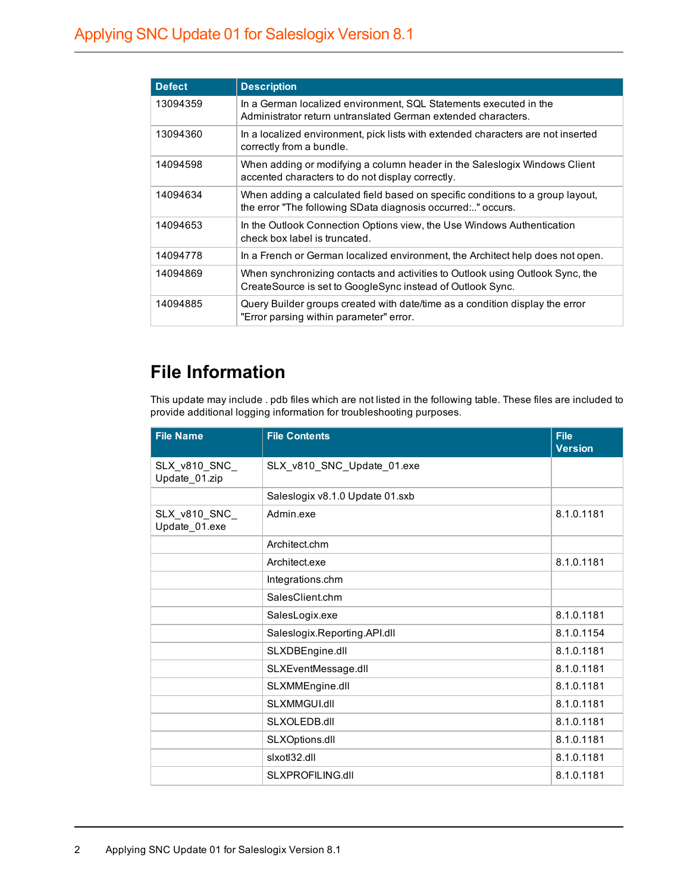| Defect | Description |
| --- | --- |
| 13094359 | In a German localized environment, SQL Statements executed in the Administrator return untranslated German extended characters. |
| 13094360 | In a localized environment, pick lists with extended characters are not inserted correctly from a bundle. |
| 14094598 | When adding or modifying a column header in the Saleslogix Windows Client accented characters to do not display correctly. |
| 14094634 | When adding a calculated field based on specific conditions to a group layout, the error "The following SData diagnosis occurred:.." occurs. |
| 14094653 | In the Outlook Connection Options view, the Use Windows Authentication check box label is truncated. |
| 14094778 | In a French or German localized environment, the Architect help does not open. |
| 14094869 | When synchronizing contacts and activities to Outlook using Outlook Sync, the CreateSource is set to GoogleSync instead of Outlook Sync. |
| 14094885 | Query Builder groups created with date/time as a condition display the error "Error parsing within parameter" error. |

## File Information

This update may include . pdb files which are not listed in the following table. These files are included to provide additional logging information for troubleshooting purposes.

| File Name | File Contents | File Version |
| --- | --- | --- |
| SLX_v810_SNC_Update_01.zip | SLX_v810_SNC_Update_01.exe | |
| | Saleslogix v8.1.0 Update 01.sxb | |
| SLX_v810_SNC_Update_01.exe | Admin.exe | 8.1.0.1181 |
| | Architect.chm | |
| | Architect.exe | 8.1.0.1181 |
| | Integrations.chm | |
| | SalesClient.chm | |
| | SalesLogix.exe | 8.1.0.1181 |
| | Saleslogix.Reporting.API.dll | 8.1.0.1154 |
| | SLXDBEngine.dll | 8.1.0.1181 |
| | SLXEventMessage.dll | 8.1.0.1181 |
| | SLXMMEngine.dll | 8.1.0.1181 |
| | SLXMMGUI.dll | 8.1.0.1181 |
| | SLXOLEDB.dll | 8.1.0.1181 |
| | SLXOptions.dll | 8.1.0.1181 |
| | slxotl32.dll | 8.1.0.1181 |
| | SLXPROFILING.dll | 8.1.0.1181 |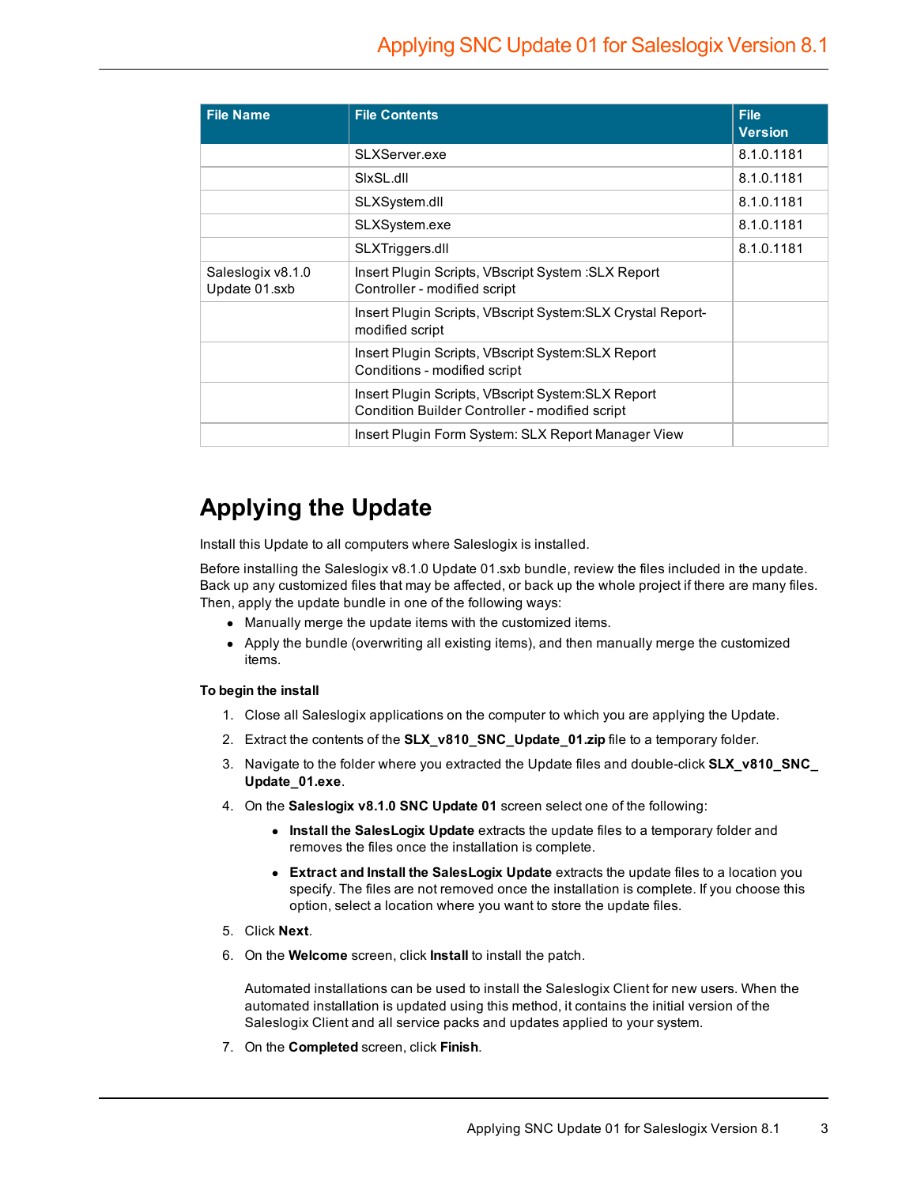| File Name | File Contents | File Version |
| --- | --- | --- |
| | SLXServer.exe | 8.1.0.1181 |
| | SlxSL.dll | 8.1.0.1181 |
| | SLXSystem.dll | 8.1.0.1181 |
| | SLXSystem.exe | 8.1.0.1181 |
| | SLXTriggers.dll | 8.1.0.1181 |
| Saleslogix v8.1.0 Update 01.sxb | Insert Plugin Scripts, VBscript System :SLX Report Controller - modified script | |
| | Insert Plugin Scripts, VBscript System:SLX Crystal Report-modified script | |
| | Insert Plugin Scripts, VBscript System:SLX Report Conditions - modified script | |
| | Insert Plugin Scripts, VBscript System:SLX Report Condition Builder Controller - modified script | |
| | Insert Plugin Form System: SLX Report Manager View | |

# Applying the Update

Install this Update to all computers where Saleslogix is installed.

Before installing the Saleslogix v8.1.0 Update 01.sxb bundle, review the files included in the update. Back up any customized files that may be affected, or back up the whole project if there are many files. Then, apply the update bundle in one of the following ways:

- Manually merge the update items with the customized items.
- Apply the bundle (overwriting all existing items), and then manually merge the customized items.

**To begin the install**

1. Close all Saleslogix applications on the computer to which you are applying the Update.
2. Extract the contents of the **SLX_v810_SNC_Update_01.zip** file to a temporary folder.
3. Navigate to the folder where you extracted the Update files and double-click **SLX_v810_SNC_Update_01.exe**.
4. On the **Saleslogix v8.1.0 SNC Update 01** screen select one of the following:
   - **Install the SalesLogix Update** extracts the update files to a temporary folder and removes the files once the installation is complete.
   - **Extract and Install the SalesLogix Update** extracts the update files to a location you specify. The files are not removed once the installation is complete. If you choose this option, select a location where you want to store the update files.
5. Click **Next**.
6. On the **Welcome** screen, click **Install** to install the patch.

   Automated installations can be used to install the Saleslogix Client for new users. When the automated installation is updated using this method, it contains the initial version of the Saleslogix Client and all service packs and updates applied to your system.
7. On the **Completed** screen, click **Finish**.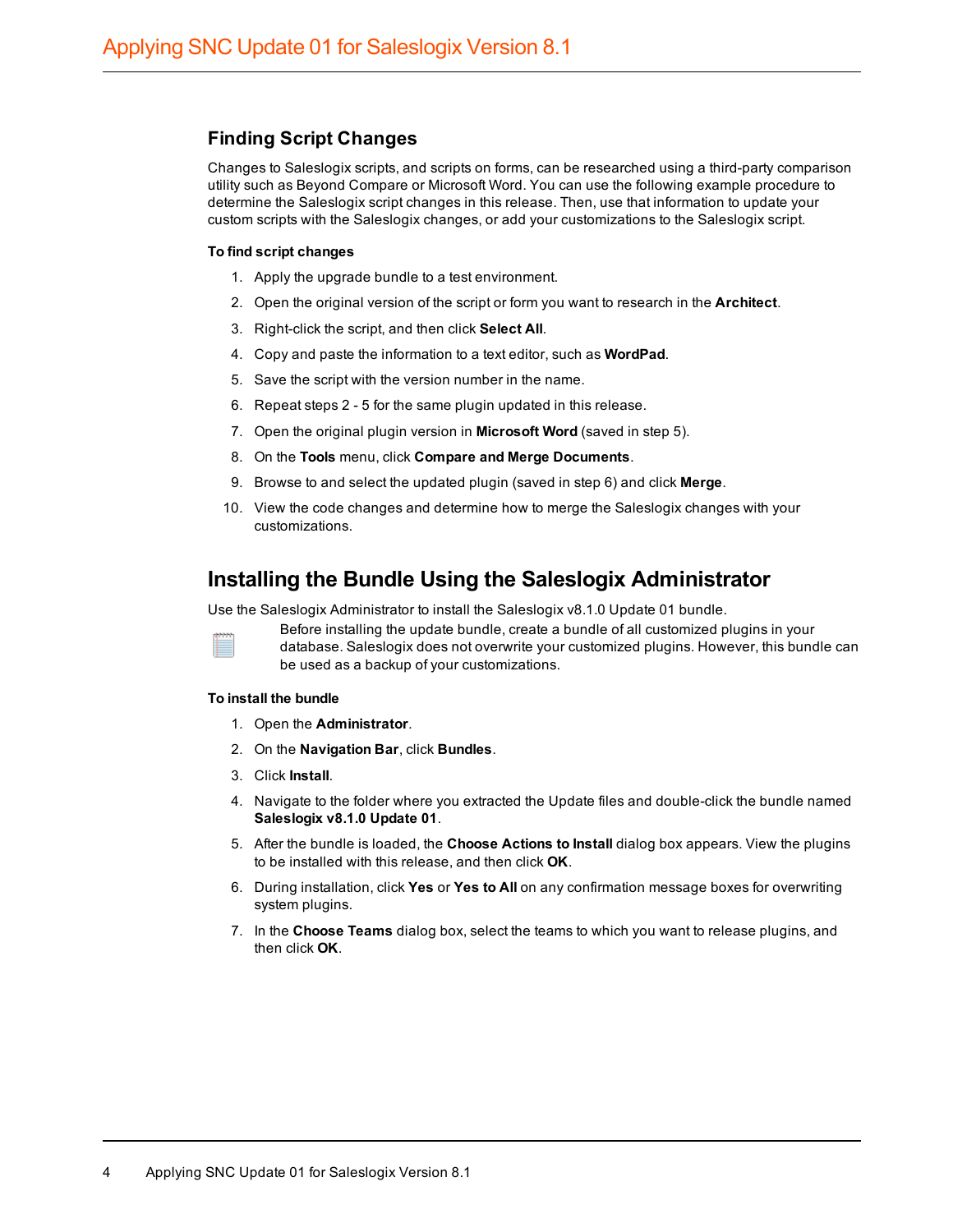### Finding Script Changes

Changes to Saleslogix scripts, and scripts on forms, can be researched using a third-party comparison utility such as Beyond Compare or Microsoft Word. You can use the following example procedure to determine the Saleslogix script changes in this release. Then, use that information to update your custom scripts with the Saleslogix changes, or add your customizations to the Saleslogix script.

**To find script changes**

1. Apply the upgrade bundle to a test environment.
2. Open the original version of the script or form you want to research in the **Architect**.
3. Right-click the script, and then click **Select All**.
4. Copy and paste the information to a text editor, such as **WordPad**.
5. Save the script with the version number in the name.
6. Repeat steps 2 - 5 for the same plugin updated in this release.
7. Open the original plugin version in **Microsoft Word** (saved in step 5).
8. On the **Tools** menu, click **Compare and Merge Documents**.
9. Browse to and select the updated plugin (saved in step 6) and click **Merge**.
10. View the code changes and determine how to merge the Saleslogix changes with your customizations.

## Installing the Bundle Using the Saleslogix Administrator

Use the Saleslogix Administrator to install the Saleslogix v8.1.0 Update 01 bundle.

Before installing the update bundle, create a bundle of all customized plugins in your database. Saleslogix does not overwrite your customized plugins. However, this bundle can be used as a backup of your customizations.

**To install the bundle**

1. Open the **Administrator**.
2. On the **Navigation Bar**, click **Bundles**.
3. Click **Install**.
4. Navigate to the folder where you extracted the Update files and double-click the bundle named **Saleslogix v8.1.0 Update 01**.
5. After the bundle is loaded, the **Choose Actions to Install** dialog box appears. View the plugins to be installed with this release, and then click **OK**.
6. During installation, click **Yes** or **Yes to All** on any confirmation message boxes for overwriting system plugins.
7. In the **Choose Teams** dialog box, select the teams to which you want to release plugins, and then click **OK**.